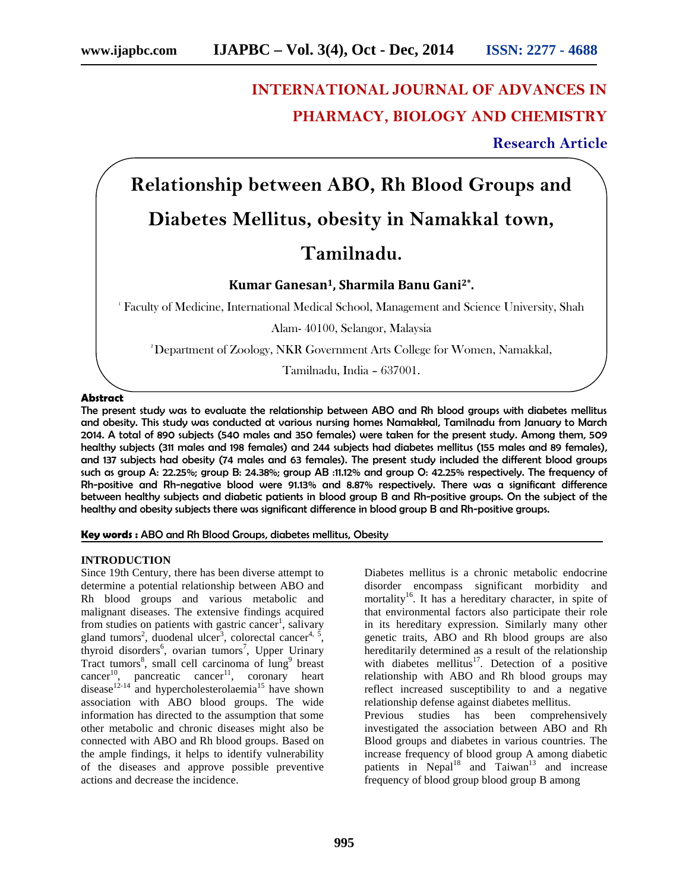# INTERNATIONAL JOURNAL OF ADVANCES IN PHARMACY, BIOLOGY AND CHEMISTRY

**Research Article**

# Relationship between ABO, Rh Blood Groups and Diabetes Mellitus, obesity in Namakkal town, Tamilnadu.

**Kumar Ganesan[1], Sharmila Banu Gani[2*].**

[1] Faculty of Medicine, International Medical School, Management and Science University, Shah Alam- 40100, Selangor, Malaysia

[2] Department of Zoology, NKR Government Arts College for Women, Namakkal, Tamilnadu, India – 637001.

## Abstract

The present study was to evaluate the relationship between ABO and Rh blood groups with diabetes mellitus and obesity. This study was conducted at various nursing homes Namakkal, Tamilnadu from January to March 2014. A total of 890 subjects (540 males and 350 females) were taken for the present study. Among them, 509 healthy subjects (311 males and 198 females) and 244 subjects had diabetes mellitus (155 males and 89 females), and 137 subjects had obesity (74 males and 63 females). The present study included the different blood groups such as group A: 22.25%; group B: 24.38%; group AB :11.12% and group O: 42.25% respectively. The frequency of Rh-positive and Rh-negative blood were 91.13% and 8.87% respectively. There was a significant difference between healthy subjects and diabetic patients in blood group B and Rh-positive groups. On the subject of the healthy and obesity subjects there was significant difference in blood group B and Rh-positive groups.

**Key words :** ABO and Rh Blood Groups, diabetes mellitus, Obesity

## INTRODUCTION

Since 19th Century, there has been diverse attempt to determine a potential relationship between ABO and Rh blood groups and various metabolic and malignant diseases. The extensive findings acquired from studies on patients with gastric cancer[1], salivary gland tumors[2], duodenal ulcer[3], colorectal cancer[4, 5], thyroid disorders[6], ovarian tumors[7], Upper Urinary Tract tumors[8], small cell carcinoma of lung[9] breast cancer[10], pancreatic cancer[11], coronary heart disease[12-14] and hypercholesterolaemia[15] have shown association with ABO blood groups. The wide information has directed to the assumption that some other metabolic and chronic diseases might also be connected with ABO and Rh blood groups. Based on the ample findings, it helps to identify vulnerability of the diseases and approve possible preventive actions and decrease the incidence.

Diabetes mellitus is a chronic metabolic endocrine disorder encompass significant morbidity and mortality[16]. It has a hereditary character, in spite of that environmental factors also participate their role in its hereditary expression. Similarly many other genetic traits, ABO and Rh blood groups are also hereditarily determined as a result of the relationship with diabetes mellitus[17]. Detection of a positive relationship with ABO and Rh blood groups may reflect increased susceptibility to and a negative relationship defense against diabetes mellitus.

Previous studies has been comprehensively investigated the association between ABO and Rh Blood groups and diabetes in various countries. The increase frequency of blood group A among diabetic patients in Nepal[18] and Taiwan[13] and increase frequency of blood group blood group B among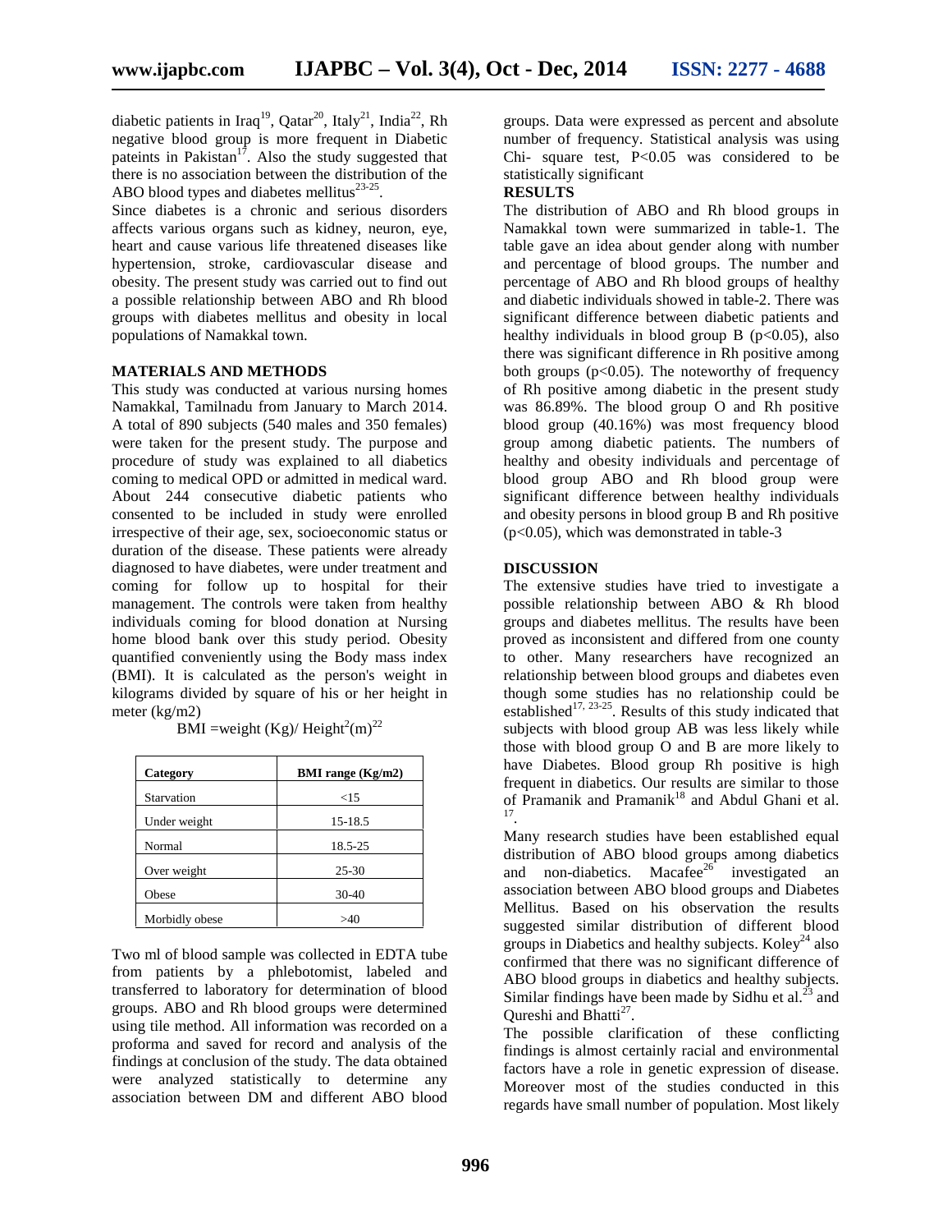diabetic patients in Iraq[19], Qatar[20], Italy[21], India[22], Rh negative blood group is more frequent in Diabetic pateints in Pakistan[17]. Also the study suggested that there is no association between the distribution of the ABO blood types and diabetes mellitus[23-25].

Since diabetes is a chronic and serious disorders affects various organs such as kidney, neuron, eye, heart and cause various life threatened diseases like hypertension, stroke, cardiovascular disease and obesity. The present study was carried out to find out a possible relationship between ABO and Rh blood groups with diabetes mellitus and obesity in local populations of Namakkal town.

## MATERIALS AND METHODS

This study was conducted at various nursing homes Namakkal, Tamilnadu from January to March 2014. A total of 890 subjects (540 males and 350 females) were taken for the present study. The purpose and procedure of study was explained to all diabetics coming to medical OPD or admitted in medical ward. About 244 consecutive diabetic patients who consented to be included in study were enrolled irrespective of their age, sex, socioeconomic status or duration of the disease. These patients were already diagnosed to have diabetes, were under treatment and coming for follow up to hospital for their management. The controls were taken from healthy individuals coming for blood donation at Nursing home blood bank over this study period. Obesity quantified conveniently using the Body mass index (BMI). It is calculated as the person's weight in kilograms divided by square of his or her height in meter (kg/m2)

$$BMI = weight\ (Kg) / Height^2 (m)$$ [22]

| Category | BMI range (Kg/m2) |
| --- | --- |
| Starvation | <15 |
| Under weight | 15-18.5 |
| Normal | 18.5-25 |
| Over weight | 25-30 |
| Obese | 30-40 |
| Morbidly obese | >40 |

Two ml of blood sample was collected in EDTA tube from patients by a phlebotomist, labeled and transferred to laboratory for determination of blood groups. ABO and Rh blood groups were determined using tile method. All information was recorded on a proforma and saved for record and analysis of the findings at conclusion of the study. The data obtained were analyzed statistically to determine any association between DM and different ABO blood groups. Data were expressed as percent and absolute number of frequency. Statistical analysis was using Chi- square test, $P<0.05$ was considered to be statistically significant

## RESULTS

The distribution of ABO and Rh blood groups in Namakkal town were summarized in table-1. The table gave an idea about gender along with number and percentage of blood groups. The number and percentage of ABO and Rh blood groups of healthy and diabetic individuals showed in table-2. There was significant difference between diabetic patients and healthy individuals in blood group B ($p<0.05$), also there was significant difference in Rh positive among both groups ($p<0.05$). The noteworthy of frequency of Rh positive among diabetic in the present study was 86.89%. The blood group O and Rh positive blood group (40.16%) was most frequency blood group among diabetic patients. The numbers of healthy and obesity individuals and percentage of blood group ABO and Rh blood group were significant difference between healthy individuals and obesity persons in blood group B and Rh positive ($p<0.05$), which was demonstrated in table-3

## DISCUSSION

The extensive studies have tried to investigate a possible relationship between ABO & Rh blood groups and diabetes mellitus. The results have been proved as inconsistent and differed from one county to other. Many researchers have recognized an relationship between blood groups and diabetes even though some studies has no relationship could be established[17, 23-25]. Results of this study indicated that subjects with blood group AB was less likely while those with blood group O and B are more likely to have Diabetes. Blood group Rh positive is high frequent in diabetics. Our results are similar to those of Pramanik and Pramanik[18] and Abdul Ghani et al.[17].

Many research studies have been established equal distribution of ABO blood groups among diabetics and non-diabetics. Macafee[26] investigated an association between ABO blood groups and Diabetes Mellitus. Based on his observation the results suggested similar distribution of different blood groups in Diabetics and healthy subjects. Koley[24] also confirmed that there was no significant difference of ABO blood groups in diabetics and healthy subjects. Similar findings have been made by Sidhu et al.[23] and Qureshi and Bhatti[27].

The possible clarification of these conflicting findings is almost certainly racial and environmental factors have a role in genetic expression of disease. Moreover most of the studies conducted in this regards have small number of population. Most likely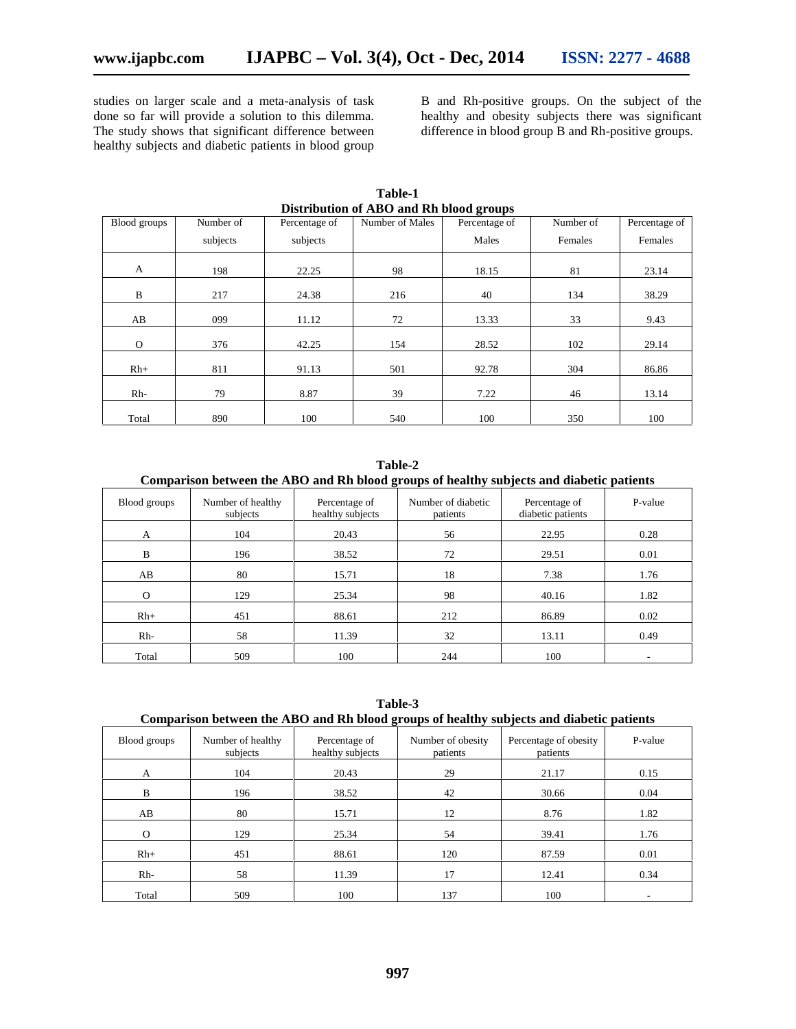studies on larger scale and a meta-analysis of task done so far will provide a solution to this dilemma. The study shows that significant difference between healthy subjects and diabetic patients in blood group B and Rh-positive groups. On the subject of the healthy and obesity subjects there was significant difference in blood group B and Rh-positive groups.

**Table-1**
**Distribution of ABO and Rh blood groups**

| Blood groups | Number of subjects | Percentage of subjects | Number of Males | Percentage of Males | Number of Females | Percentage of Females |
|---|---|---|---|---|---|---|
| A | 198 | 22.25 | 98 | 18.15 | 81 | 23.14 |
| B | 217 | 24.38 | 216 | 40 | 134 | 38.29 |
| AB | 099 | 11.12 | 72 | 13.33 | 33 | 9.43 |
| O | 376 | 42.25 | 154 | 28.52 | 102 | 29.14 |
| Rh+ | 811 | 91.13 | 501 | 92.78 | 304 | 86.86 |
| Rh- | 79 | 8.87 | 39 | 7.22 | 46 | 13.14 |
| Total | 890 | 100 | 540 | 100 | 350 | 100 |

**Table-2**
**Comparison between the ABO and Rh blood groups of healthy subjects and diabetic patients**

| Blood groups | Number of healthy subjects | Percentage of healthy subjects | Number of diabetic patients | Percentage of diabetic patients | P-value |
|---|---|---|---|---|---|
| A | 104 | 20.43 | 56 | 22.95 | 0.28 |
| B | 196 | 38.52 | 72 | 29.51 | 0.01 |
| AB | 80 | 15.71 | 18 | 7.38 | 1.76 |
| O | 129 | 25.34 | 98 | 40.16 | 1.82 |
| Rh+ | 451 | 88.61 | 212 | 86.89 | 0.02 |
| Rh- | 58 | 11.39 | 32 | 13.11 | 0.49 |
| Total | 509 | 100 | 244 | 100 | - |

**Table-3**
**Comparison between the ABO and Rh blood groups of healthy subjects and diabetic patients**

| Blood groups | Number of healthy subjects | Percentage of healthy subjects | Number of obesity patients | Percentage of obesity patients | P-value |
|---|---|---|---|---|---|
| A | 104 | 20.43 | 29 | 21.17 | 0.15 |
| B | 196 | 38.52 | 42 | 30.66 | 0.04 |
| AB | 80 | 15.71 | 12 | 8.76 | 1.82 |
| O | 129 | 25.34 | 54 | 39.41 | 1.76 |
| Rh+ | 451 | 88.61 | 120 | 87.59 | 0.01 |
| Rh- | 58 | 11.39 | 17 | 12.41 | 0.34 |
| Total | 509 | 100 | 137 | 100 | - |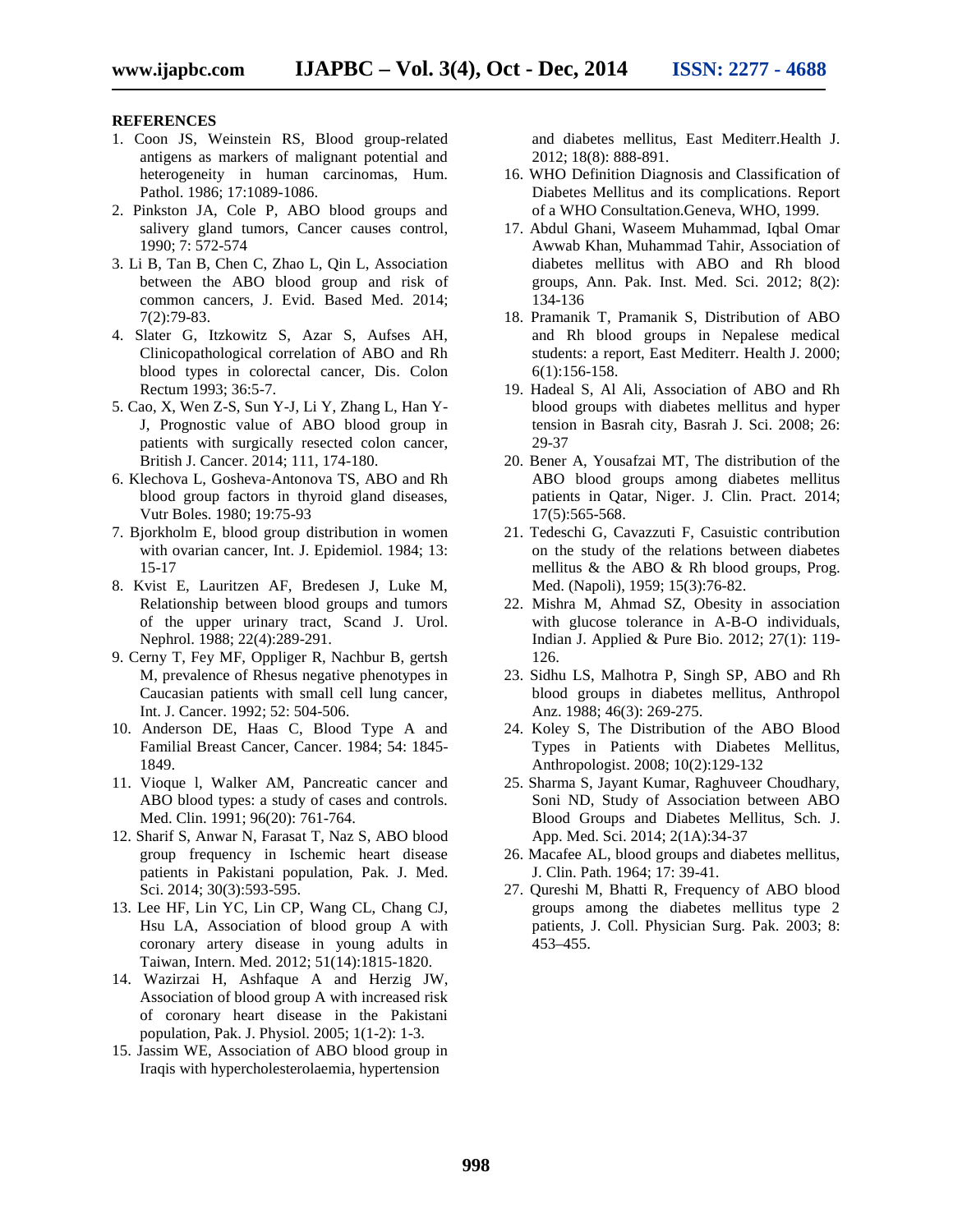**REFERENCES**

1. Coon JS, Weinstein RS, Blood group-related antigens as markers of malignant potential and heterogeneity in human carcinomas, Hum. Pathol. 1986; 17:1089-1086.
2. Pinkston JA, Cole P, ABO blood groups and salivery gland tumors, Cancer causes control, 1990; 7: 572-574
3. Li B, Tan B, Chen C, Zhao L, Qin L, Association between the ABO blood group and risk of common cancers, J. Evid. Based Med. 2014; 7(2):79-83.
4. Slater G, Itzkowitz S, Azar S, Aufses AH, Clinicopathological correlation of ABO and Rh blood types in colorectal cancer, Dis. Colon Rectum 1993; 36:5-7.
5. Cao, X, Wen Z-S, Sun Y-J, Li Y, Zhang L, Han Y-J, Prognostic value of ABO blood group in patients with surgically resected colon cancer, British J. Cancer. 2014; 111, 174-180.
6. Klechova L, Gosheva-Antonova TS, ABO and Rh blood group factors in thyroid gland diseases, Vutr Boles. 1980; 19:75-93
7. Bjorkholm E, blood group distribution in women with ovarian cancer, Int. J. Epidemiol. 1984; 13: 15-17
8. Kvist E, Lauritzen AF, Bredesen J, Luke M, Relationship between blood groups and tumors of the upper urinary tract, Scand J. Urol. Nephrol. 1988; 22(4):289-291.
9. Cerny T, Fey MF, Oppliger R, Nachbur B, gertsh M, prevalence of Rhesus negative phenotypes in Caucasian patients with small cell lung cancer, Int. J. Cancer. 1992; 52: 504-506.
10. Anderson DE, Haas C, Blood Type A and Familial Breast Cancer, Cancer. 1984; 54: 1845-1849.
11. Vioque l, Walker AM, Pancreatic cancer and ABO blood types: a study of cases and controls. Med. Clin. 1991; 96(20): 761-764.
12. Sharif S, Anwar N, Farasat T, Naz S, ABO blood group frequency in Ischemic heart disease patients in Pakistani population, Pak. J. Med. Sci. 2014; 30(3):593-595.
13. Lee HF, Lin YC, Lin CP, Wang CL, Chang CJ, Hsu LA, Association of blood group A with coronary artery disease in young adults in Taiwan, Intern. Med. 2012; 51(14):1815-1820.
14. Wazirzai H, Ashfaque A and Herzig JW, Association of blood group A with increased risk of coronary heart disease in the Pakistani population, Pak. J. Physiol. 2005; 1(1-2): 1-3.
15. Jassim WE, Association of ABO blood group in Iraqis with hypercholesterolaemia, hypertension and diabetes mellitus, East Mediterr.Health J. 2012; 18(8): 888-891.
16. WHO Definition Diagnosis and Classification of Diabetes Mellitus and its complications. Report of a WHO Consultation.Geneva, WHO, 1999.
17. Abdul Ghani, Waseem Muhammad, Iqbal Omar Awwab Khan, Muhammad Tahir, Association of diabetes mellitus with ABO and Rh blood groups, Ann. Pak. Inst. Med. Sci. 2012; 8(2): 134-136
18. Pramanik T, Pramanik S, Distribution of ABO and Rh blood groups in Nepalese medical students: a report, East Mediterr. Health J. 2000; 6(1):156-158.
19. Hadeal S, Al Ali, Association of ABO and Rh blood groups with diabetes mellitus and hyper tension in Basrah city, Basrah J. Sci. 2008; 26: 29-37
20. Bener A, Yousafzai MT, The distribution of the ABO blood groups among diabetes mellitus patients in Qatar, Niger. J. Clin. Pract. 2014; 17(5):565-568.
21. Tedeschi G, Cavazzuti F, Casuistic contribution on the study of the relations between diabetes mellitus & the ABO & Rh blood groups, Prog. Med. (Napoli), 1959; 15(3):76-82.
22. Mishra M, Ahmad SZ, Obesity in association with glucose tolerance in A-B-O individuals, Indian J. Applied & Pure Bio. 2012; 27(1): 119-126.
23. Sidhu LS, Malhotra P, Singh SP, ABO and Rh blood groups in diabetes mellitus, Anthropol Anz. 1988; 46(3): 269-275.
24. Koley S, The Distribution of the ABO Blood Types in Patients with Diabetes Mellitus, Anthropologist. 2008; 10(2):129-132
25. Sharma S, Jayant Kumar, Raghuveer Choudhary, Soni ND, Study of Association between ABO Blood Groups and Diabetes Mellitus, Sch. J. App. Med. Sci. 2014; 2(1A):34-37
26. Macafee AL, blood groups and diabetes mellitus, J. Clin. Path. 1964; 17: 39-41.
27. Qureshi M, Bhatti R, Frequency of ABO blood groups among the diabetes mellitus type 2 patients, J. Coll. Physician Surg. Pak. 2003; 8: 453–455.